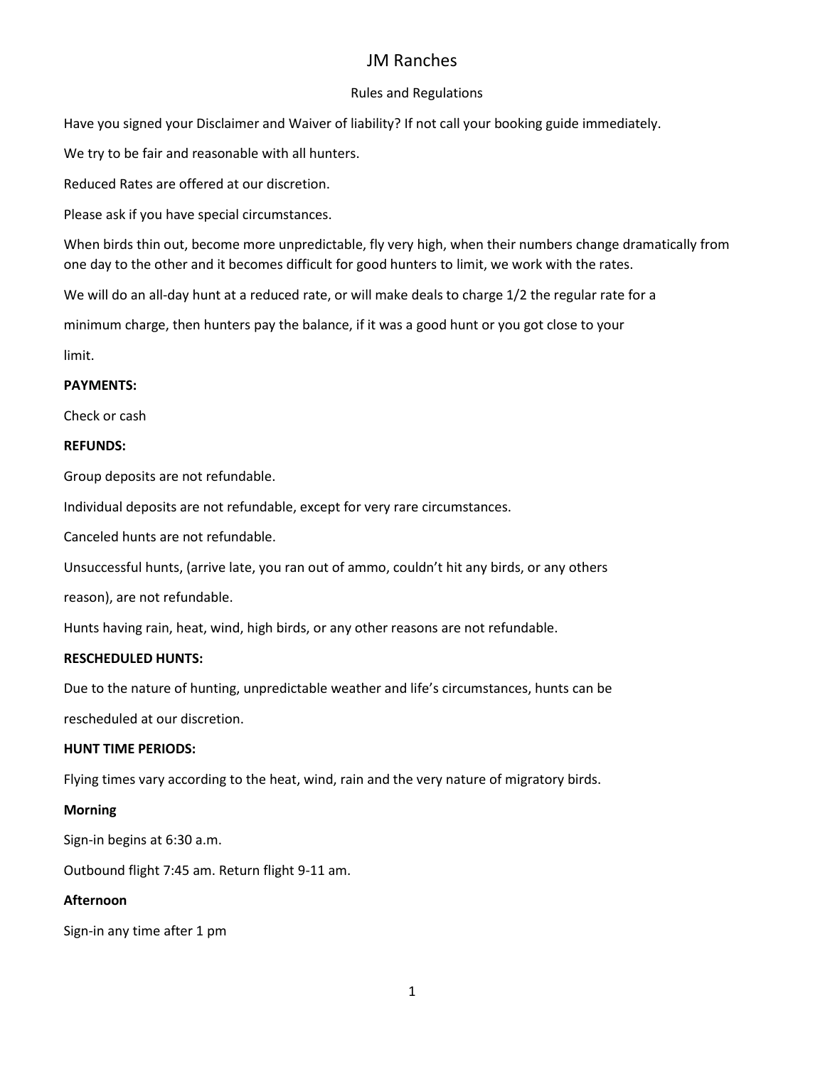# JM Ranches

## Rules and Regulations

Have you signed your Disclaimer and Waiver of liability? If not call your booking guide immediately.

We try to be fair and reasonable with all hunters.

Reduced Rates are offered at our discretion.

Please ask if you have special circumstances.

When birds thin out, become more unpredictable, fly very high, when their numbers change dramatically from one day to the other and it becomes difficult for good hunters to limit, we work with the rates.

We will do an all-day hunt at a reduced rate, or will make deals to charge 1/2 the regular rate for a minimum charge, then hunters pay the balance, if it was a good hunt or you got close to your limit.

**PAYMENTS:**

Check or cash

**REFUNDS:**

Group deposits are not refundable.

Individual deposits are not refundable, except for very rare circumstances.

Canceled hunts are not refundable.

Unsuccessful hunts, (arrive late, you ran out of ammo, couldn't hit any birds, or any others reason), are not refundable.

Hunts having rain, heat, wind, high birds, or any other reasons are not refundable.

**RESCHEDULED HUNTS:**

Due to the nature of hunting, unpredictable weather and life's circumstances, hunts can be rescheduled at our discretion.

**HUNT TIME PERIODS:**

Flying times vary according to the heat, wind, rain and the very nature of migratory birds.

**Morning**

Sign-in begins at 6:30 a.m.

Outbound flight 7:45 am. Return flight 9-11 am.

**Afternoon**

Sign-in any time after 1 pm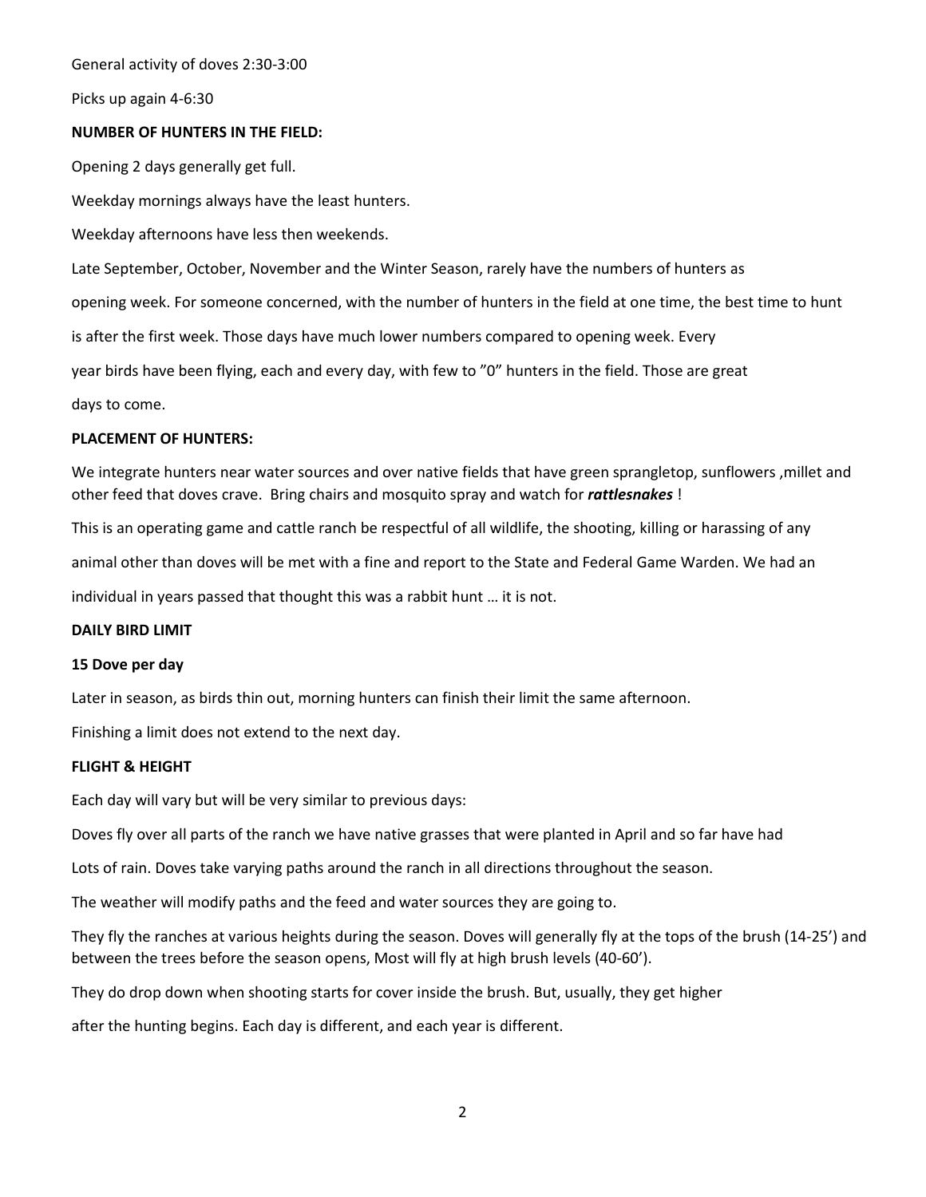General activity of doves 2:30-3:00

Picks up again 4-6:30

**NUMBER OF HUNTERS IN THE FIELD:**

Opening 2 days generally get full.

Weekday mornings always have the least hunters.

Weekday afternoons have less then weekends.

Late September, October, November and the Winter Season, rarely have the numbers of hunters as opening week. For someone concerned, with the number of hunters in the field at one time, the best time to hunt is after the first week. Those days have much lower numbers compared to opening week. Every year birds have been flying, each and every day, with few to "0" hunters in the field. Those are great days to come.

**PLACEMENT OF HUNTERS:**

We integrate hunters near water sources and over native fields that have green sprangletop, sunflowers ,millet and other feed that doves crave. Bring chairs and mosquito spray and watch for ***rattlesnakes*** !

This is an operating game and cattle ranch be respectful of all wildlife, the shooting, killing or harassing of any animal other than doves will be met with a fine and report to the State and Federal Game Warden. We had an individual in years passed that thought this was a rabbit hunt … it is not.

**DAILY BIRD LIMIT**

**15 Dove per day**

Later in season, as birds thin out, morning hunters can finish their limit the same afternoon.

Finishing a limit does not extend to the next day.

**FLIGHT & HEIGHT**

Each day will vary but will be very similar to previous days:

Doves fly over all parts of the ranch we have native grasses that were planted in April and so far have had Lots of rain. Doves take varying paths around the ranch in all directions throughout the season.

The weather will modify paths and the feed and water sources they are going to.

They fly the ranches at various heights during the season. Doves will generally fly at the tops of the brush (14-25') and between the trees before the season opens, Most will fly at high brush levels (40-60').

They do drop down when shooting starts for cover inside the brush. But, usually, they get higher after the hunting begins. Each day is different, and each year is different.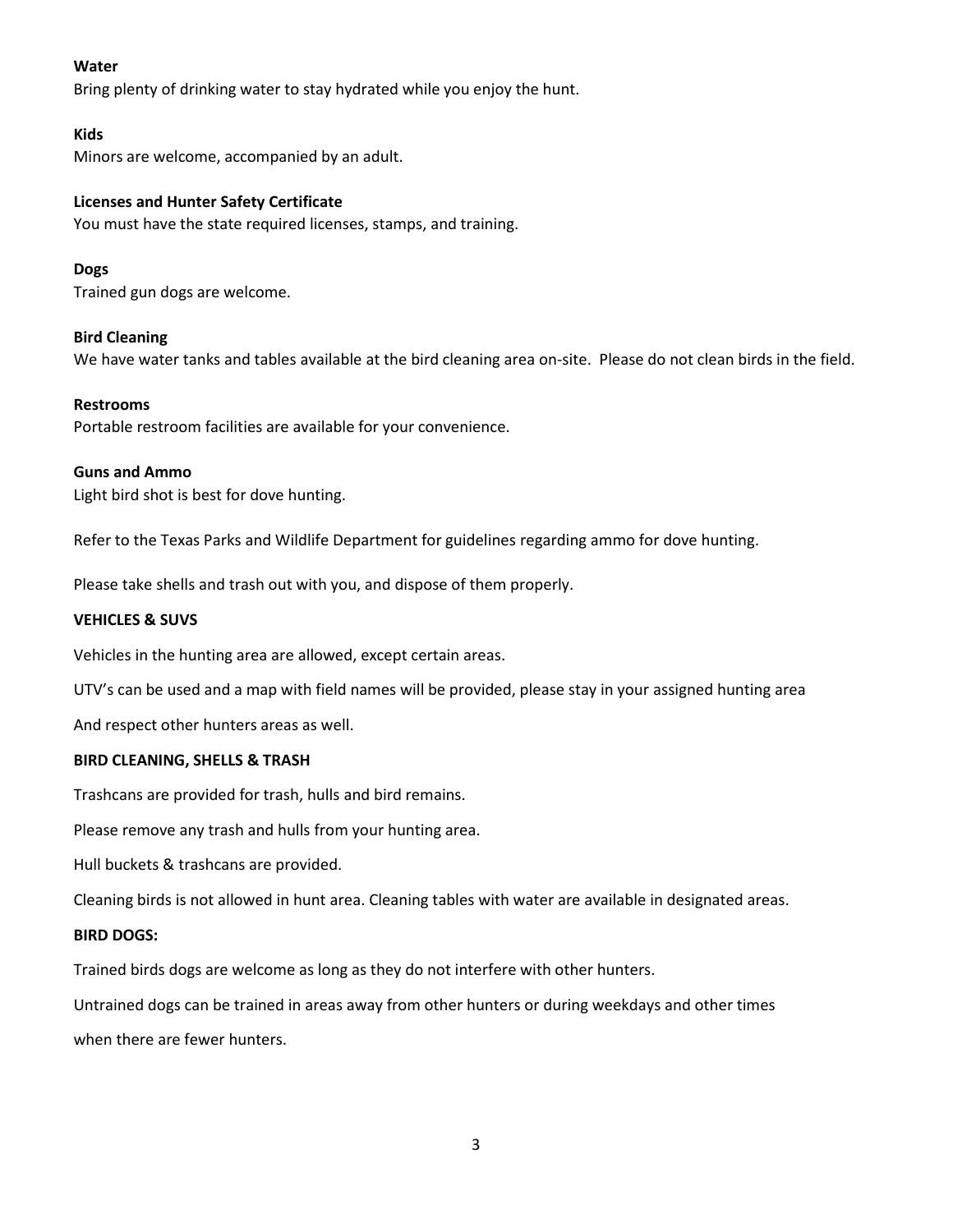**Water**

Bring plenty of drinking water to stay hydrated while you enjoy the hunt.

**Kids**

Minors are welcome, accompanied by an adult.

**Licenses and Hunter Safety Certificate**

You must have the state required licenses, stamps, and training.

**Dogs**

Trained gun dogs are welcome.

**Bird Cleaning**

We have water tanks and tables available at the bird cleaning area on-site. Please do not clean birds in the field.

**Restrooms**

Portable restroom facilities are available for your convenience.

**Guns and Ammo**

Light bird shot is best for dove hunting.

Refer to the Texas Parks and Wildlife Department for guidelines regarding ammo for dove hunting.

Please take shells and trash out with you, and dispose of them properly.

**VEHICLES & SUVS**

Vehicles in the hunting area are allowed, except certain areas.

UTV's can be used and a map with field names will be provided, please stay in your assigned hunting area

And respect other hunters areas as well.

**BIRD CLEANING, SHELLS & TRASH**

Trashcans are provided for trash, hulls and bird remains.

Please remove any trash and hulls from your hunting area.

Hull buckets & trashcans are provided.

Cleaning birds is not allowed in hunt area. Cleaning tables with water are available in designated areas.

**BIRD DOGS:**

Trained birds dogs are welcome as long as they do not interfere with other hunters.

Untrained dogs can be trained in areas away from other hunters or during weekdays and other times

when there are fewer hunters.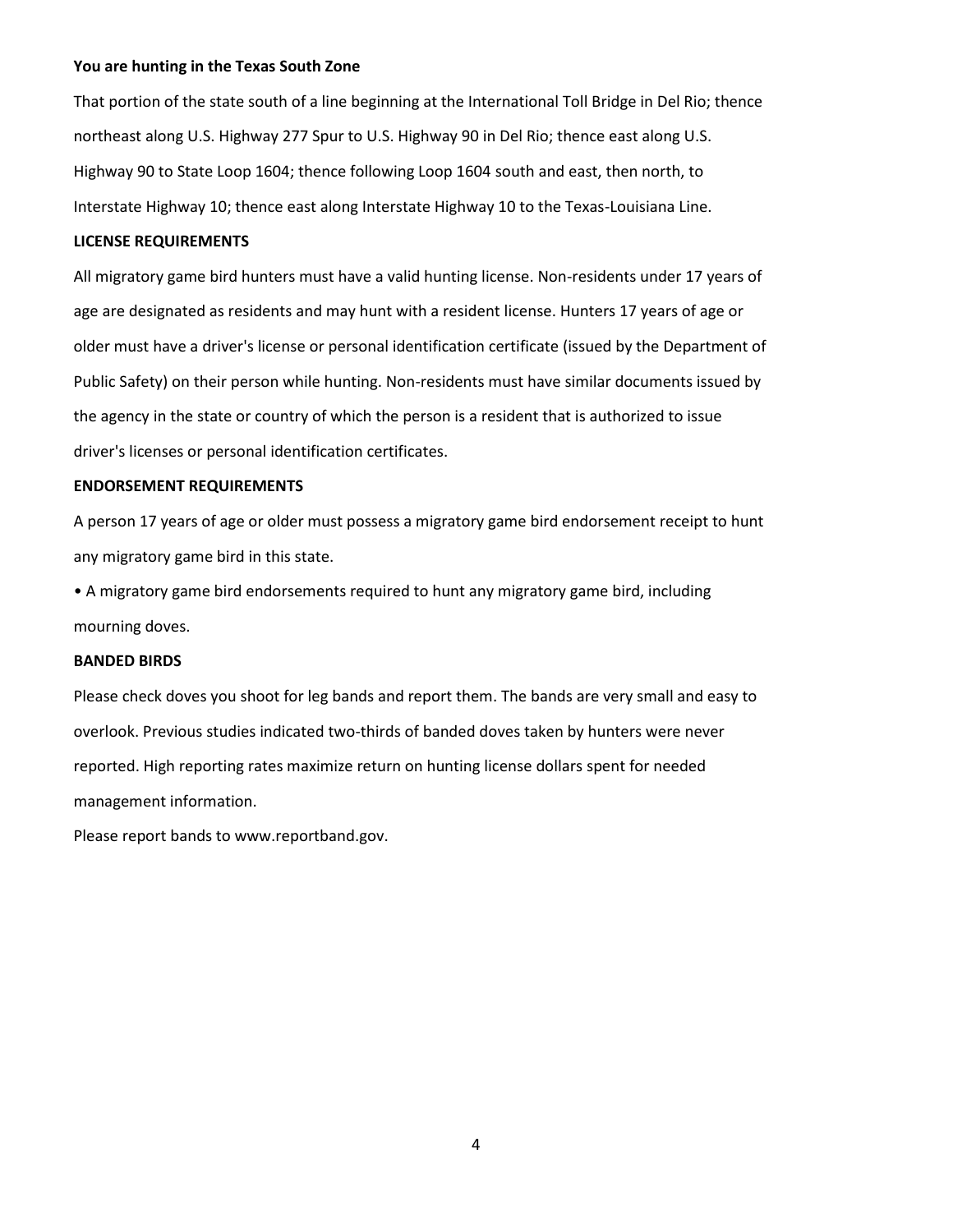**You are hunting in the Texas South Zone**

That portion of the state south of a line beginning at the International Toll Bridge in Del Rio; thence northeast along U.S. Highway 277 Spur to U.S. Highway 90 in Del Rio; thence east along U.S. Highway 90 to State Loop 1604; thence following Loop 1604 south and east, then north, to Interstate Highway 10; thence east along Interstate Highway 10 to the Texas-Louisiana Line.

**LICENSE REQUIREMENTS**

All migratory game bird hunters must have a valid hunting license. Non-residents under 17 years of age are designated as residents and may hunt with a resident license. Hunters 17 years of age or older must have a driver's license or personal identification certificate (issued by the Department of Public Safety) on their person while hunting. Non-residents must have similar documents issued by the agency in the state or country of which the person is a resident that is authorized to issue driver's licenses or personal identification certificates.

**ENDORSEMENT REQUIREMENTS**

A person 17 years of age or older must possess a migratory game bird endorsement receipt to hunt any migratory game bird in this state.

- A migratory game bird endorsements required to hunt any migratory game bird, including mourning doves.

**BANDED BIRDS**

Please check doves you shoot for leg bands and report them. The bands are very small and easy to overlook. Previous studies indicated two-thirds of banded doves taken by hunters were never reported. High reporting rates maximize return on hunting license dollars spent for needed management information.

Please report bands to www.reportband.gov.